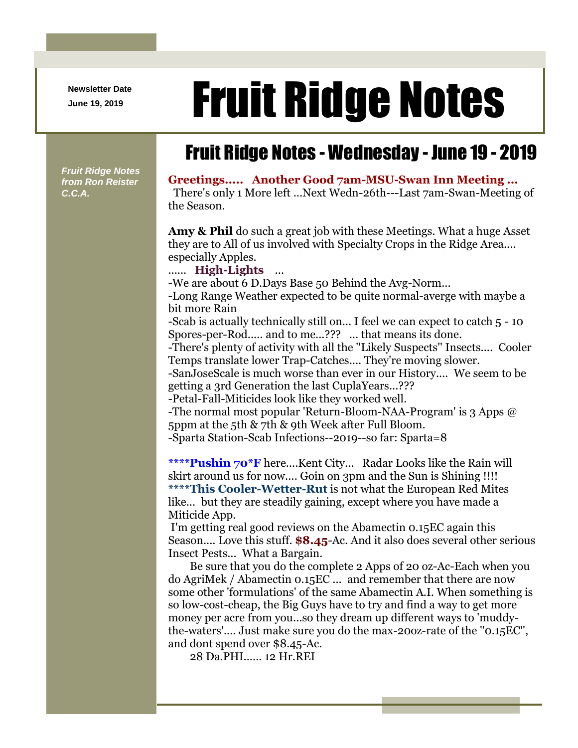Newsletter Date
June 19, 2019

# Fruit Ridge Notes

*Fruit Ridge Notes from Ron Reister C.C.A.*

## Fruit Ridge Notes - Wednesday - June 19 - 2019

**Greetings..... Another Good 7am-MSU-Swan Inn Meeting ...**
There's only 1 More left ...Next Wedn-26th---Last 7am-Swan-Meeting of the Season.

**Amy & Phil** do such a great job with these Meetings. What a huge Asset they are to All of us involved with Specialty Crops in the Ridge Area.... especially Apples.

...... **High-Lights** ...

-We are about 6 D.Days Base 50 Behind the Avg-Norm...
-Long Range Weather expected to be quite normal-averge with maybe a bit more Rain
-Scab is actually technically still on... I feel we can expect to catch 5 - 10 Spores-per-Rod..... and to me...??? ... that means its done.
-There's plenty of activity with all the "Likely Suspects" Insects.... Cooler Temps translate lower Trap-Catches.... They're moving slower.
-SanJoseScale is much worse than ever in our History.... We seem to be getting a 3rd Generation the last CuplaYears...???
-Petal-Fall-Miticides look like they worked well.
-The normal most popular 'Return-Bloom-NAA-Program' is 3 Apps @ 5ppm at the 5th & 7th & 9th Week after Full Bloom.
-Sparta Station-Scab Infections--2019--so far: Sparta=8

****Pushin 70*F** here....Kent City... Radar Looks like the Rain will skirt around us for now.... Goin on 3pm and the Sun is Shining !!!!
****This Cooler-Wetter-Rut** is not what the European Red Mites like... but they are steadily gaining, except where you have made a Miticide App.
I'm getting real good reviews on the Abamectin 0.15EC again this Season.... Love this stuff. **$8.45**-Ac. And it also does several other serious Insect Pests... What a Bargain.

Be sure that you do the complete 2 Apps of 20 oz-Ac-Each when you do AgriMek / Abamectin 0.15EC ... and remember that there are now some other 'formulations' of the same Abamectin A.I. When something is so low-cost-cheap, the Big Guys have to try and find a way to get more money per acre from you...so they dream up different ways to 'muddy-the-waters'.... Just make sure you do the max-20oz-rate of the "0.15EC", and dont spend over $8.45-Ac.

28 Da.PHI...... 12 Hr.REI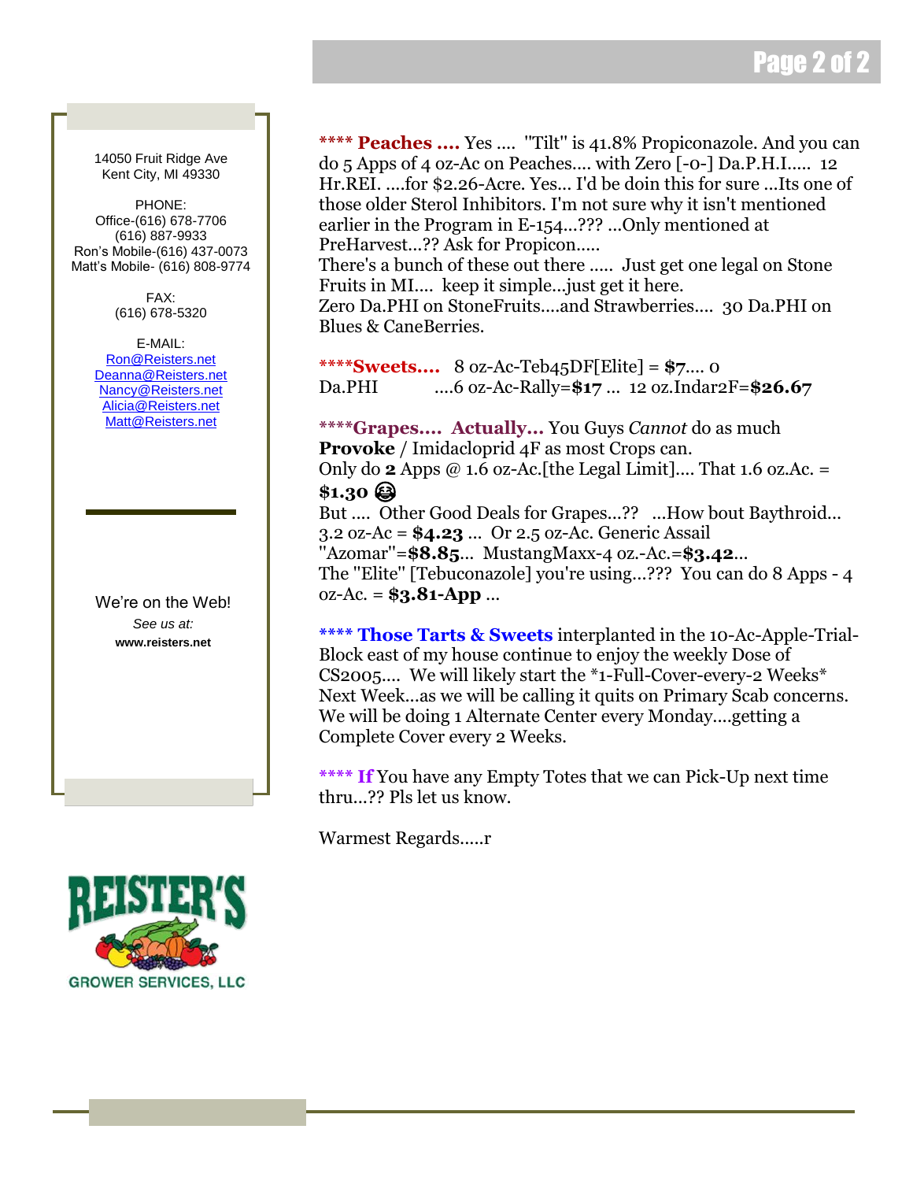14050 Fruit Ridge Ave
Kent City, MI 49330

PHONE:
Office-(616) 678-7706
(616) 887-9933
Ron's Mobile-(616) 437-0073
Matt's Mobile- (616) 808-9774

FAX:
(616) 678-5320

E-MAIL:
Ron@Reisters.net
Deanna@Reisters.net
Nancy@Reisters.net
Alicia@Reisters.net
Matt@Reisters.net

We're on the Web!
*See us at:*
**www.reisters.net**

REISTER'S
GROWER SERVICES, LLC

**** **Peaches ....** Yes .... "Tilt" is 41.8% Propiconazole. And you can do 5 Apps of 4 oz-Ac on Peaches.... with Zero [-0-] Da.P.H.I..... 12 Hr.REI. ....for $2.26-Acre. Yes... I'd be doin this for sure ...Its one of those older Sterol Inhibitors. I'm not sure why it isn't mentioned earlier in the Program in E-154...??? ...Only mentioned at PreHarvest...?? Ask for Propicon.....
There's a bunch of these out there ..... Just get one legal on Stone Fruits in MI.... keep it simple...just get it here.
Zero Da.PHI on StoneFruits....and Strawberries.... 30 Da.PHI on Blues & CaneBerries.

****​**Sweets....** 8 oz-Ac-Teb45DF[Elite] = **$7**.... 0 Da.PHI ....6 oz-Ac-Rally=**$17** ... 12 oz.Indar2F=**$26.67**

****​**Grapes.... Actually...** You Guys *Cannot* do as much **Provoke** / Imidacloprid 4F as most Crops can.
Only do **2** Apps @ 1.6 oz-Ac.[the Legal Limit].... That 1.6 oz.Ac. = **$1.30** 😂
But .... Other Good Deals for Grapes...?? ...How bout Baythroid... 3.2 oz-Ac = **$4.23** ... Or 2.5 oz-Ac. Generic Assail "Azomar"=**$8.85**... MustangMaxx-4 oz.-Ac.=**$3.42**...
The "Elite" [Tebuconazole] you're using...??? You can do 8 Apps - 4 oz-Ac. = **$3.81-App** ...

**** **Those Tarts & Sweets** interplanted in the 10-Ac-Apple-Trial-Block east of my house continue to enjoy the weekly Dose of CS2005.... We will likely start the *1-Full-Cover-every-2 Weeks* Next Week...as we will be calling it quits on Primary Scab concerns. We will be doing 1 Alternate Center every Monday....getting a Complete Cover every 2 Weeks.

**** **If** You have any Empty Totes that we can Pick-Up next time thru...?? Pls let us know.

Warmest Regards.....r